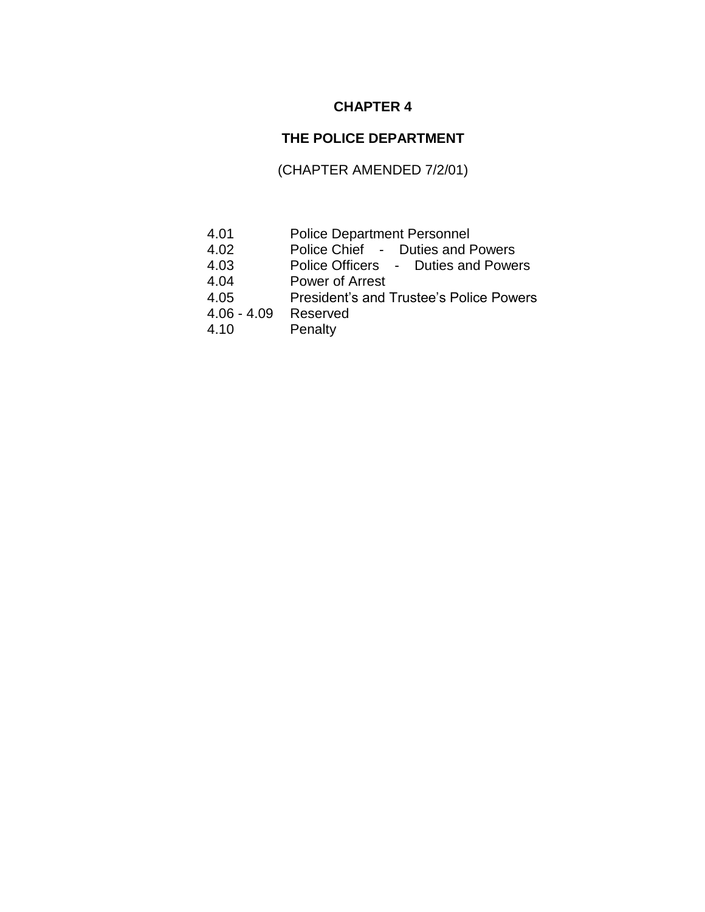# CHAPTER 4

# THE POLICE DEPARTMENT

(CHAPTER AMENDED 7/2/01)

| | |
|---|---|
| 4.01 | Police Department Personnel |
| 4.02 | Police Chief - Duties and Powers |
| 4.03 | Police Officers - Duties and Powers |
| 4.04 | Power of Arrest |
| 4.05 | President's and Trustee's Police Powers |
| 4.06 - 4.09 | Reserved |
| 4.10 | Penalty |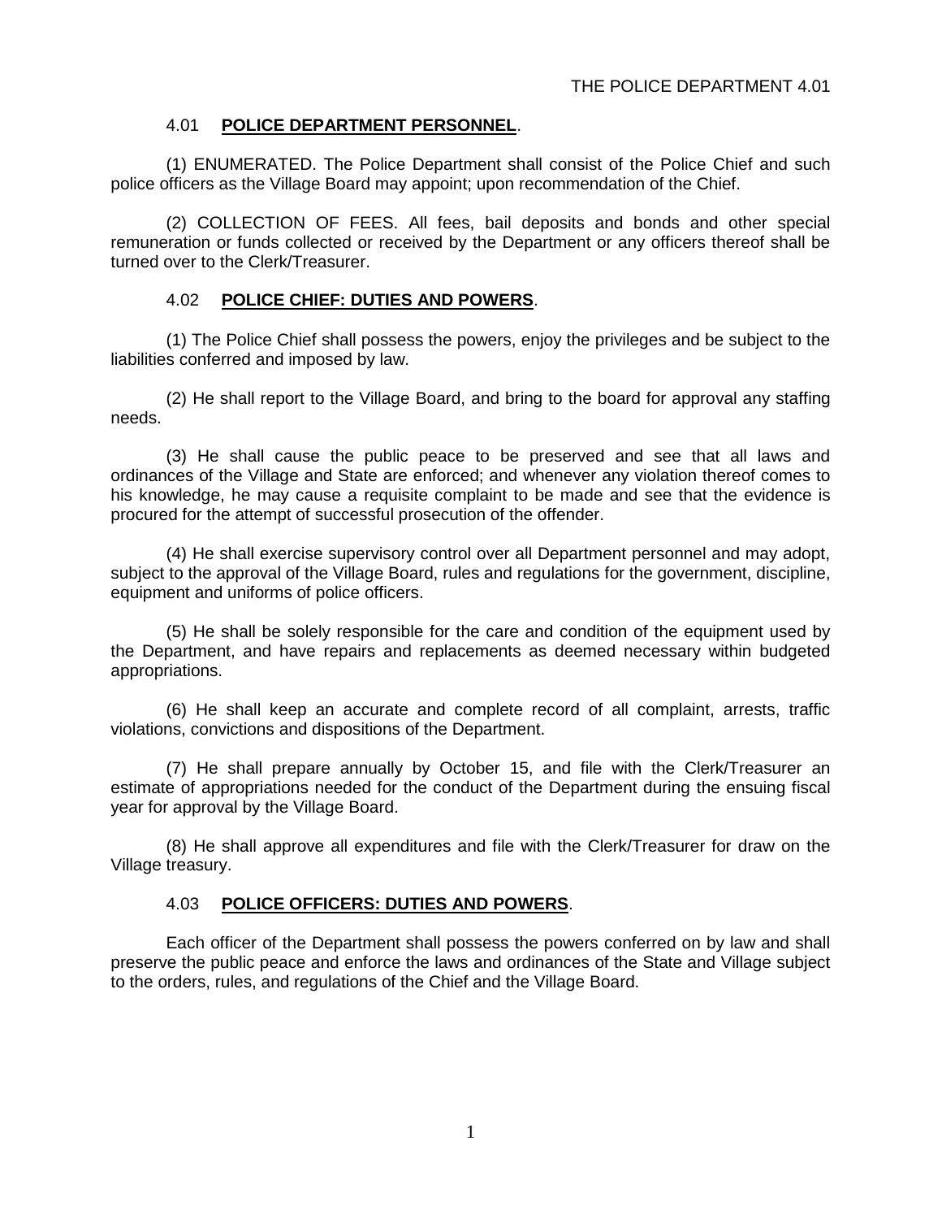### 4.01 **POLICE DEPARTMENT PERSONNEL**.

(1) ENUMERATED. The Police Department shall consist of the Police Chief and such police officers as the Village Board may appoint; upon recommendation of the Chief.

(2) COLLECTION OF FEES. All fees, bail deposits and bonds and other special remuneration or funds collected or received by the Department or any officers thereof shall be turned over to the Clerk/Treasurer.

### 4.02 **POLICE CHIEF: DUTIES AND POWERS**.

(1) The Police Chief shall possess the powers, enjoy the privileges and be subject to the liabilities conferred and imposed by law.

(2) He shall report to the Village Board, and bring to the board for approval any staffing needs.

(3) He shall cause the public peace to be preserved and see that all laws and ordinances of the Village and State are enforced; and whenever any violation thereof comes to his knowledge, he may cause a requisite complaint to be made and see that the evidence is procured for the attempt of successful prosecution of the offender.

(4) He shall exercise supervisory control over all Department personnel and may adopt, subject to the approval of the Village Board, rules and regulations for the government, discipline, equipment and uniforms of police officers.

(5) He shall be solely responsible for the care and condition of the equipment used by the Department, and have repairs and replacements as deemed necessary within budgeted appropriations.

(6) He shall keep an accurate and complete record of all complaint, arrests, traffic violations, convictions and dispositions of the Department.

(7) He shall prepare annually by October 15, and file with the Clerk/Treasurer an estimate of appropriations needed for the conduct of the Department during the ensuing fiscal year for approval by the Village Board.

(8) He shall approve all expenditures and file with the Clerk/Treasurer for draw on the Village treasury.

### 4.03 **POLICE OFFICERS: DUTIES AND POWERS**.

Each officer of the Department shall possess the powers conferred on by law and shall preserve the public peace and enforce the laws and ordinances of the State and Village subject to the orders, rules, and regulations of the Chief and the Village Board.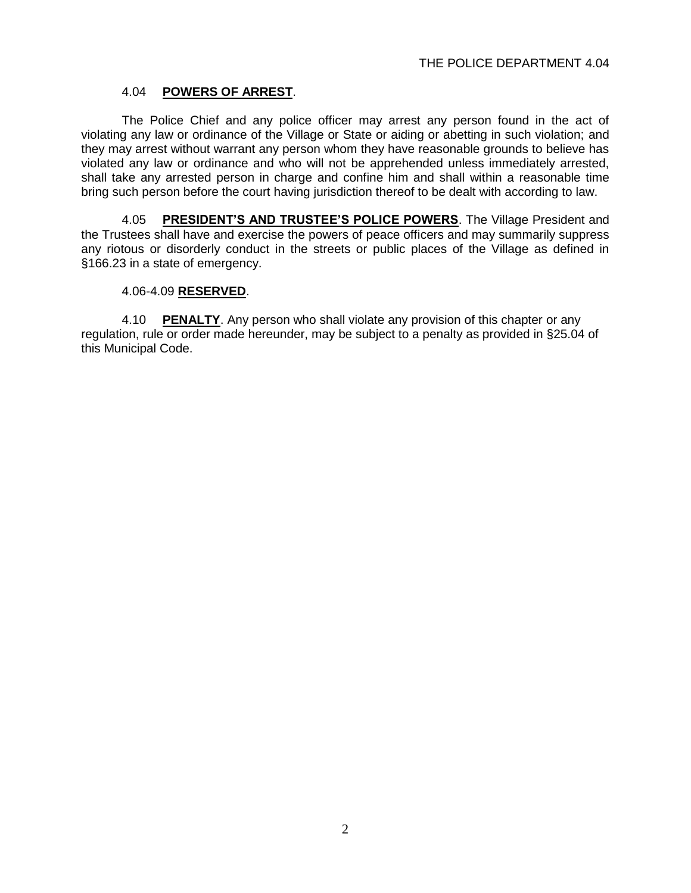4.04 **POWERS OF ARREST**.

The Police Chief and any police officer may arrest any person found in the act of violating any law or ordinance of the Village or State or aiding or abetting in such violation; and they may arrest without warrant any person whom they have reasonable grounds to believe has violated any law or ordinance and who will not be apprehended unless immediately arrested, shall take any arrested person in charge and confine him and shall within a reasonable time bring such person before the court having jurisdiction thereof to be dealt with according to law.

4.05 **PRESIDENT'S AND TRUSTEE'S POLICE POWERS**. The Village President and the Trustees shall have and exercise the powers of peace officers and may summarily suppress any riotous or disorderly conduct in the streets or public places of the Village as defined in §166.23 in a state of emergency.

4.06-4.09 **RESERVED**.

4.10 **PENALTY**. Any person who shall violate any provision of this chapter or any regulation, rule or order made hereunder, may be subject to a penalty as provided in §25.04 of this Municipal Code.